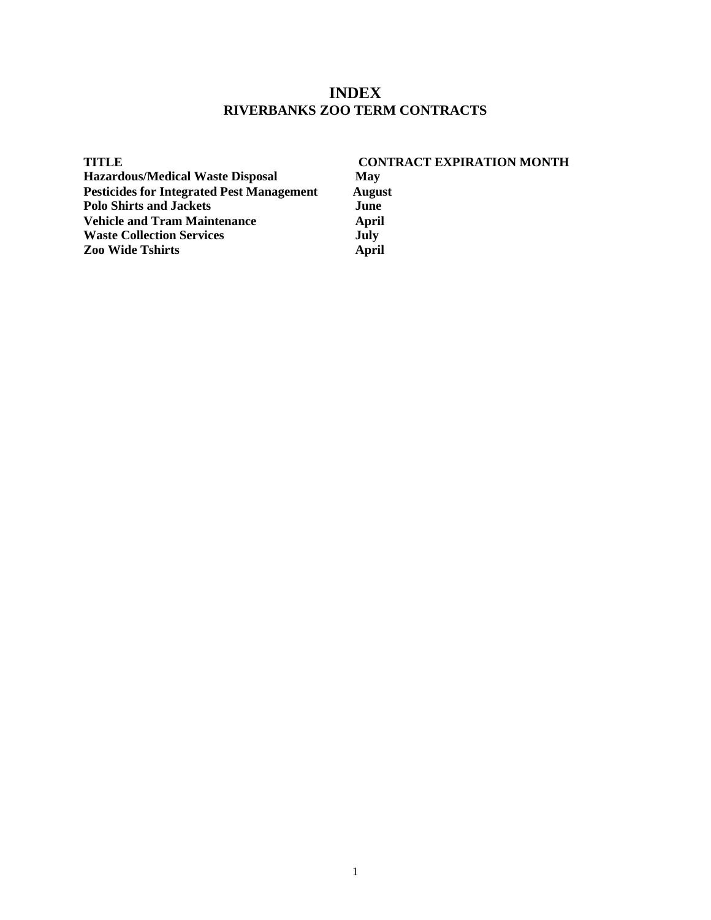# INDEX

## RIVERBANKS ZOO TERM CONTRACTS

| TITLE | CONTRACT EXPIRATION MONTH |
| --- | --- |
| Hazardous/Medical Waste Disposal | May |
| Pesticides for Integrated Pest Management | August |
| Polo Shirts and Jackets | June |
| Vehicle and Tram Maintenance | April |
| Waste Collection Services | July |
| Zoo Wide Tshirts | April |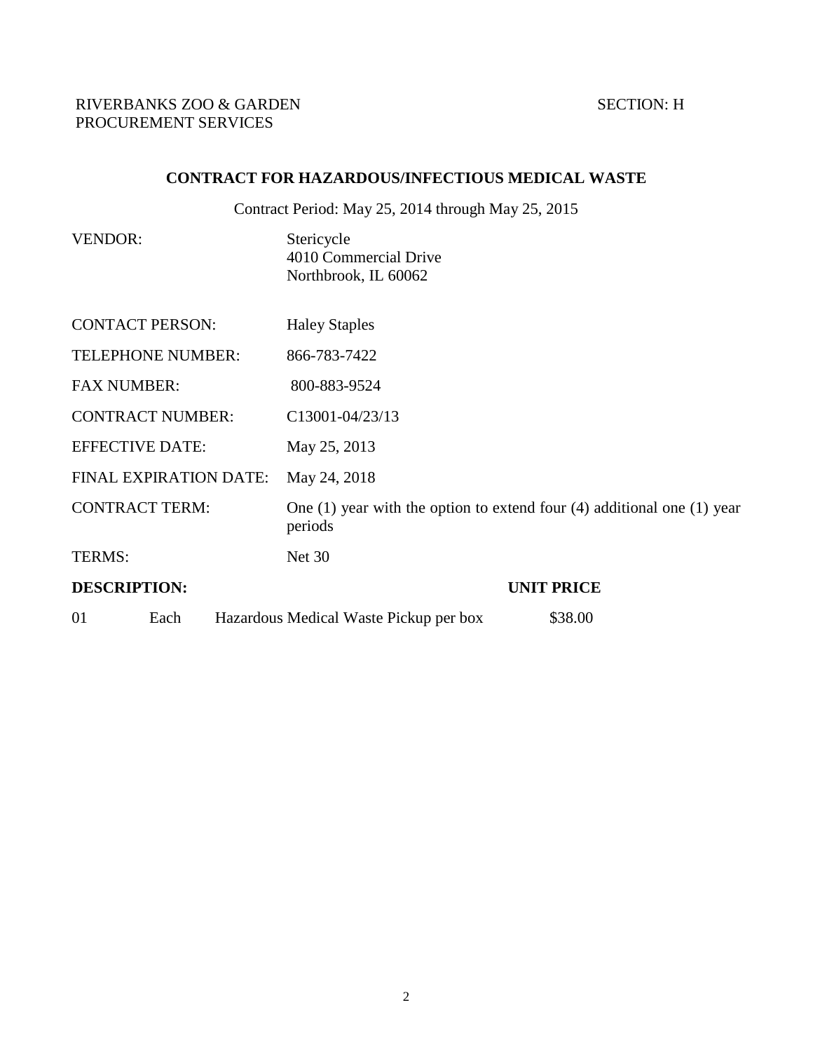RIVERBANKS ZOO & GARDEN
PROCUREMENT SERVICES

SECTION: H

## CONTRACT FOR HAZARDOUS/INFECTIOUS MEDICAL WASTE

Contract Period: May 25, 2014 through May 25, 2015

| | |
|---|---|
| VENDOR: | Stericycle<br>4010 Commercial Drive<br>Northbrook, IL 60062 |
| CONTACT PERSON: | Haley Staples |
| TELEPHONE NUMBER: | 866-783-7422 |
| FAX NUMBER: | 800-883-9524 |
| CONTRACT NUMBER: | C13001-04/23/13 |
| EFFECTIVE DATE: | May 25, 2013 |
| FINAL EXPIRATION DATE: | May 24, 2018 |
| CONTRACT TERM: | One (1) year with the option to extend four (4) additional one (1) year periods |
| TERMS: | Net 30 |

| **DESCRIPTION:** | | | **UNIT PRICE** |
|---|---|---|---|
| 01 | Each | Hazardous Medical Waste Pickup per box | $38.00 |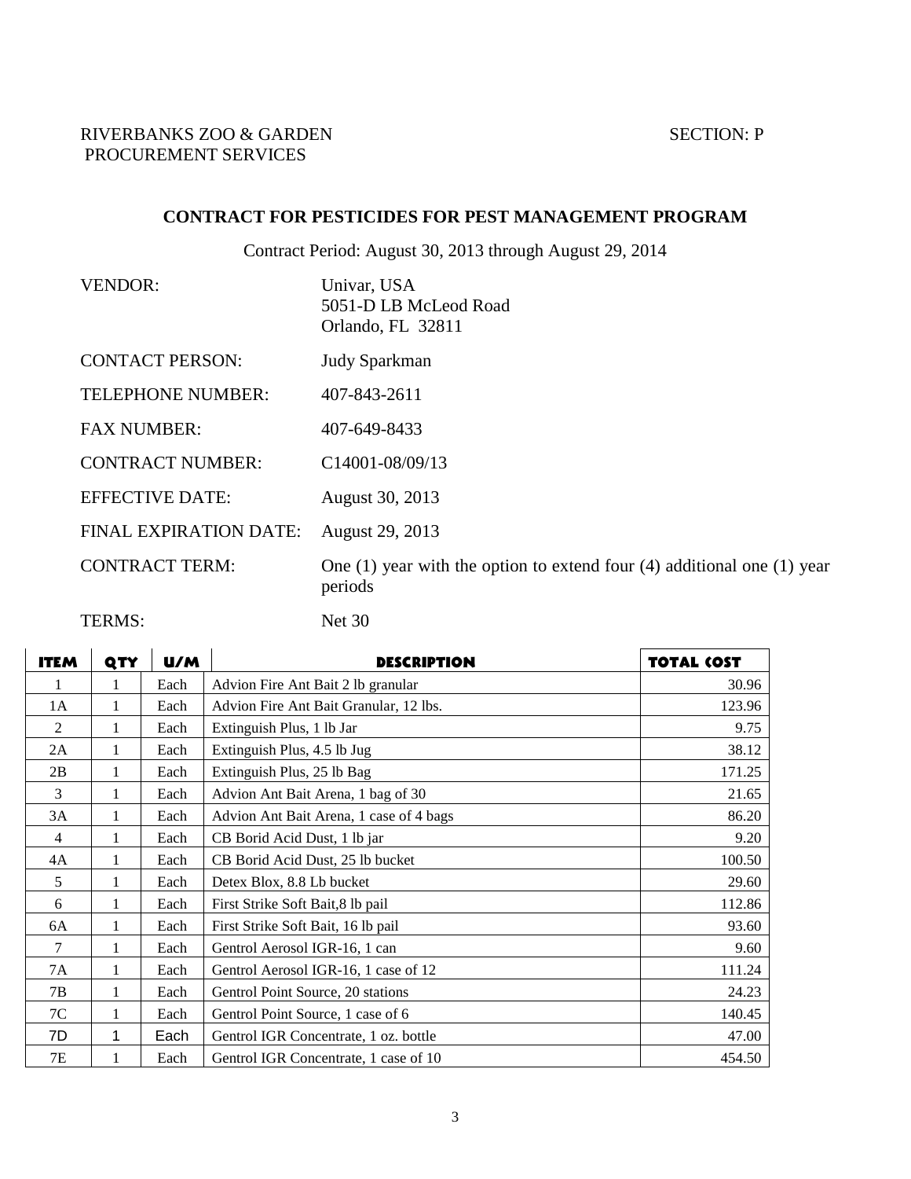RIVERBANKS ZOO & GARDEN SECTION: P
PROCUREMENT SERVICES

## CONTRACT FOR PESTICIDES FOR PEST MANAGEMENT PROGRAM

Contract Period: August 30, 2013 through August 29, 2014

| | |
|---|---|
| VENDOR: | Univar, USA<br>5051-D LB McLeod Road<br>Orlando, FL 32811 |
| CONTACT PERSON: | Judy Sparkman |
| TELEPHONE NUMBER: | 407-843-2611 |
| FAX NUMBER: | 407-649-8433 |
| CONTRACT NUMBER: | C14001-08/09/13 |
| EFFECTIVE DATE: | August 30, 2013 |
| FINAL EXPIRATION DATE: | August 29, 2013 |
| CONTRACT TERM: | One (1) year with the option to extend four (4) additional one (1) year periods |
| TERMS: | Net 30 |

| ITEM | QTY | U/M | DESCRIPTION | TOTAL COST |
|---|---|---|---|---|
| 1 | 1 | Each | Advion Fire Ant Bait 2 lb granular | 30.96 |
| 1A | 1 | Each | Advion Fire Ant Bait Granular, 12 lbs. | 123.96 |
| 2 | 1 | Each | Extinguish Plus, 1 lb Jar | 9.75 |
| 2A | 1 | Each | Extinguish Plus, 4.5 lb Jug | 38.12 |
| 2B | 1 | Each | Extinguish Plus, 25 lb Bag | 171.25 |
| 3 | 1 | Each | Advion Ant Bait Arena, 1 bag of 30 | 21.65 |
| 3A | 1 | Each | Advion Ant Bait Arena, 1 case of 4 bags | 86.20 |
| 4 | 1 | Each | CB Borid Acid Dust, 1 lb jar | 9.20 |
| 4A | 1 | Each | CB Borid Acid Dust, 25 lb bucket | 100.50 |
| 5 | 1 | Each | Detex Blox, 8.8 Lb bucket | 29.60 |
| 6 | 1 | Each | First Strike Soft Bait,8 lb pail | 112.86 |
| 6A | 1 | Each | First Strike Soft Bait, 16 lb pail | 93.60 |
| 7 | 1 | Each | Gentrol Aerosol IGR-16, 1 can | 9.60 |
| 7A | 1 | Each | Gentrol Aerosol IGR-16, 1 case of 12 | 111.24 |
| 7B | 1 | Each | Gentrol Point Source, 20 stations | 24.23 |
| 7C | 1 | Each | Gentrol Point Source, 1 case of 6 | 140.45 |
| 7D | 1 | Each | Gentrol IGR Concentrate, 1 oz. bottle | 47.00 |
| 7E | 1 | Each | Gentrol IGR Concentrate, 1 case of 10 | 454.50 |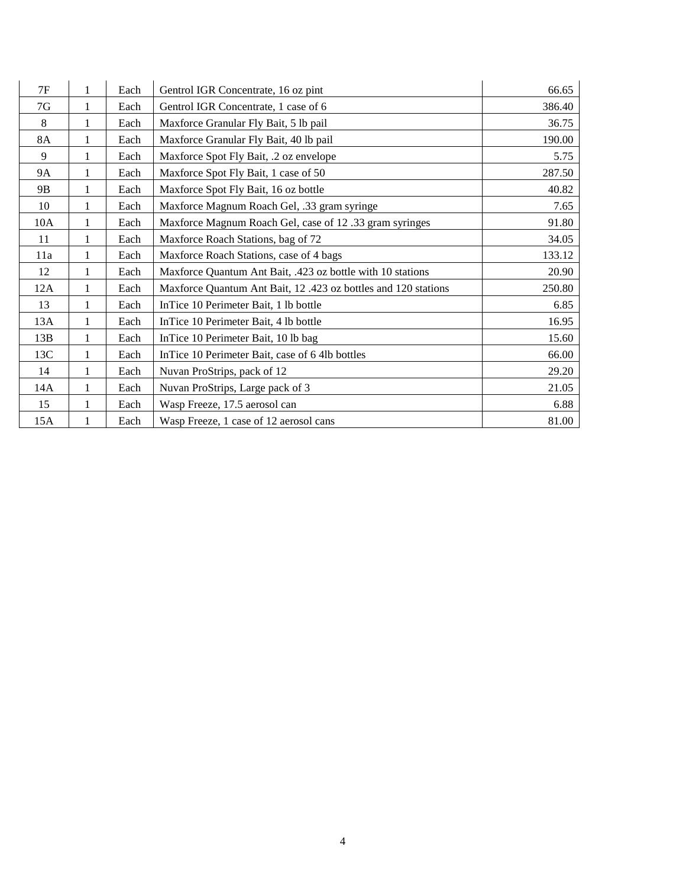| 7F | 1 | Each | Gentrol IGR Concentrate, 16 oz pint | 66.65 |
|---|---|---|---|---|
| 7G | 1 | Each | Gentrol IGR Concentrate, 1 case of 6 | 386.40 |
| 8 | 1 | Each | Maxforce Granular Fly Bait, 5 lb pail | 36.75 |
| 8A | 1 | Each | Maxforce Granular Fly Bait, 40 lb pail | 190.00 |
| 9 | 1 | Each | Maxforce Spot Fly Bait, .2 oz envelope | 5.75 |
| 9A | 1 | Each | Maxforce Spot Fly Bait, 1 case of 50 | 287.50 |
| 9B | 1 | Each | Maxforce Spot Fly Bait, 16 oz bottle | 40.82 |
| 10 | 1 | Each | Maxforce Magnum Roach Gel, .33 gram syringe | 7.65 |
| 10A | 1 | Each | Maxforce Magnum Roach Gel, case of 12 .33 gram syringes | 91.80 |
| 11 | 1 | Each | Maxforce Roach Stations, bag of 72 | 34.05 |
| 11a | 1 | Each | Maxforce Roach Stations, case of 4 bags | 133.12 |
| 12 | 1 | Each | Maxforce Quantum Ant Bait, .423 oz bottle with 10 stations | 20.90 |
| 12A | 1 | Each | Maxforce Quantum Ant Bait, 12 .423 oz bottles and 120 stations | 250.80 |
| 13 | 1 | Each | InTice 10 Perimeter Bait, 1 lb bottle | 6.85 |
| 13A | 1 | Each | InTice 10 Perimeter Bait, 4 lb bottle | 16.95 |
| 13B | 1 | Each | InTice 10 Perimeter Bait, 10 lb bag | 15.60 |
| 13C | 1 | Each | InTice 10 Perimeter Bait, case of 6 4lb bottles | 66.00 |
| 14 | 1 | Each | Nuvan ProStrips, pack of 12 | 29.20 |
| 14A | 1 | Each | Nuvan ProStrips, Large pack of 3 | 21.05 |
| 15 | 1 | Each | Wasp Freeze, 17.5 aerosol can | 6.88 |
| 15A | 1 | Each | Wasp Freeze, 1 case of 12 aerosol cans | 81.00 |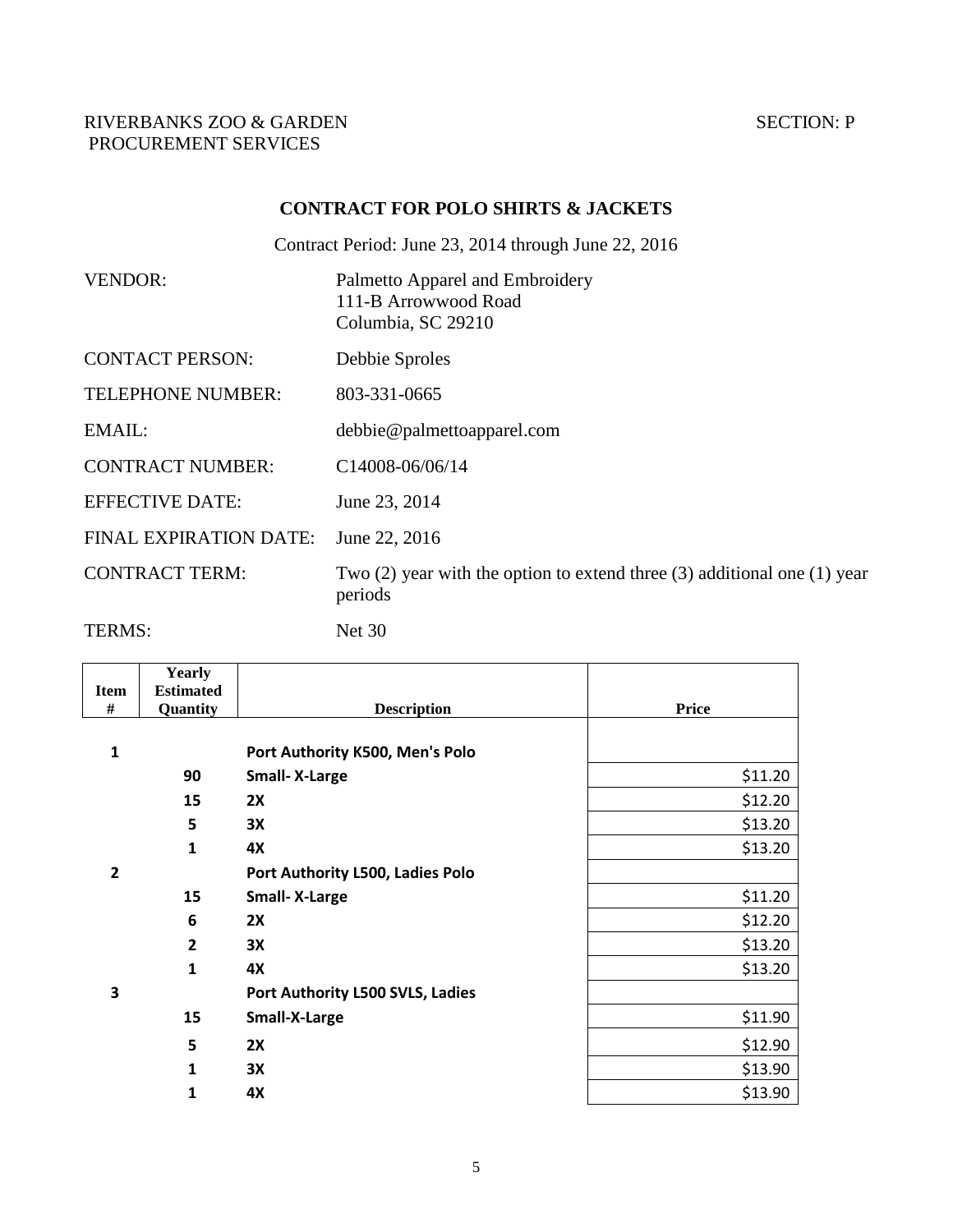RIVERBANKS ZOO & GARDEN
PROCUREMENT SERVICES

SECTION: P

## CONTRACT FOR POLO SHIRTS & JACKETS

Contract Period: June 23, 2014 through June 22, 2016

| | |
|---|---|
| VENDOR: | Palmetto Apparel and Embroidery<br>111-B Arrowwood Road<br>Columbia, SC 29210 |
| CONTACT PERSON: | Debbie Sproles |
| TELEPHONE NUMBER: | 803-331-0665 |
| EMAIL: | debbie@palmettoapparel.com |
| CONTRACT NUMBER: | C14008-06/06/14 |
| EFFECTIVE DATE: | June 23, 2014 |
| FINAL EXPIRATION DATE: | June 22, 2016 |
| CONTRACT TERM: | Two (2) year with the option to extend three (3) additional one (1) year periods |
| TERMS: | Net 30 |

| Item # | Yearly Estimated Quantity | Description | Price |
|---|---|---|---|
| 1 | | **Port Authority K500, Men's Polo** | |
| | 90 | **Small- X-Large** | $11.20 |
| | 15 | **2X** | $12.20 |
| | 5 | **3X** | $13.20 |
| | 1 | **4X** | $13.20 |
| 2 | | **Port Authority L500, Ladies Polo** | |
| | 15 | **Small- X-Large** | $11.20 |
| | 6 | **2X** | $12.20 |
| | 2 | **3X** | $13.20 |
| | 1 | **4X** | $13.20 |
| 3 | | **Port Authority L500 SVLS, Ladies** | |
| | 15 | **Small-X-Large** | $11.90 |
| | 5 | **2X** | $12.90 |
| | 1 | **3X** | $13.90 |
| | 1 | **4X** | $13.90 |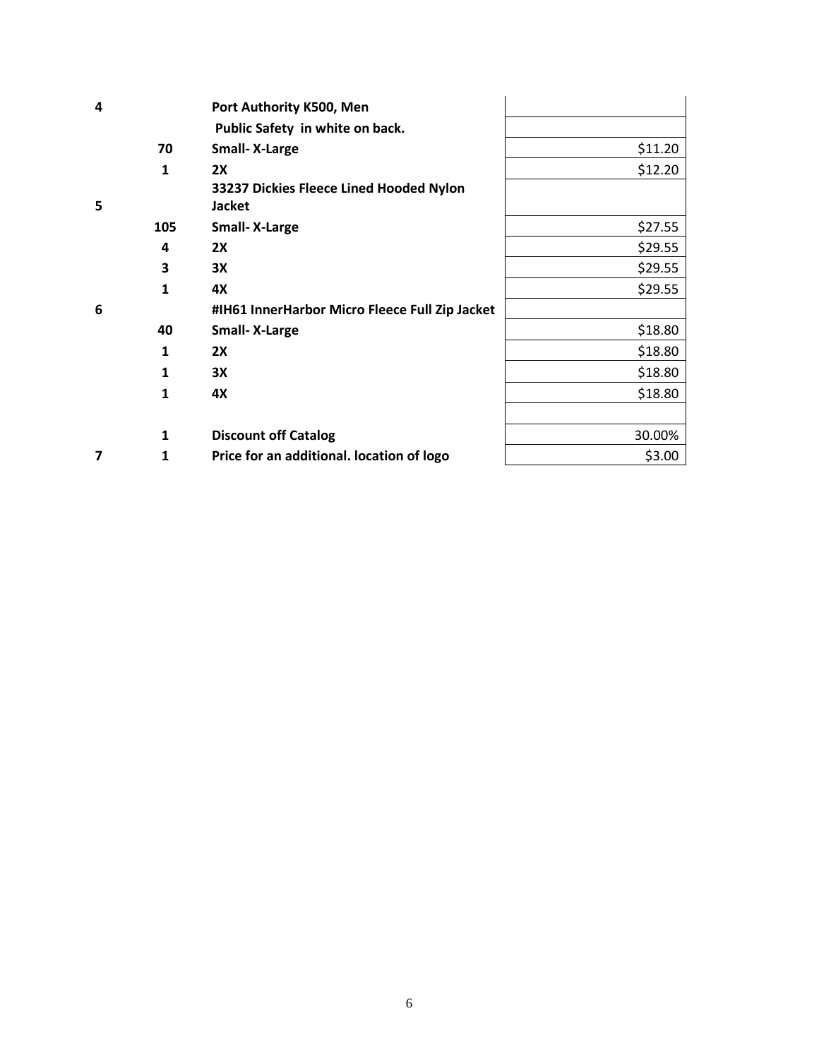| | | | |
|---|---|---|---|
| **4** | | **Port Authority K500, Men** | |
| | | **Public Safety in white on back.** | |
| | **70** | **Small- X-Large** | $11.20 |
| | **1** | **2X** | $12.20 |
| **5** | | **33237 Dickies Fleece Lined Hooded Nylon Jacket** | |
| | **105** | **Small- X-Large** | $27.55 |
| | **4** | **2X** | $29.55 |
| | **3** | **3X** | $29.55 |
| | **1** | **4X** | $29.55 |
| **6** | | **#IH61 InnerHarbor Micro Fleece Full Zip Jacket** | |
| | **40** | **Small- X-Large** | $18.80 |
| | **1** | **2X** | $18.80 |
| | **1** | **3X** | $18.80 |
| | **1** | **4X** | $18.80 |
| | | | |
| | **1** | **Discount off Catalog** | 30.00% |
| **7** | **1** | **Price for an additional. location of logo** | $3.00 |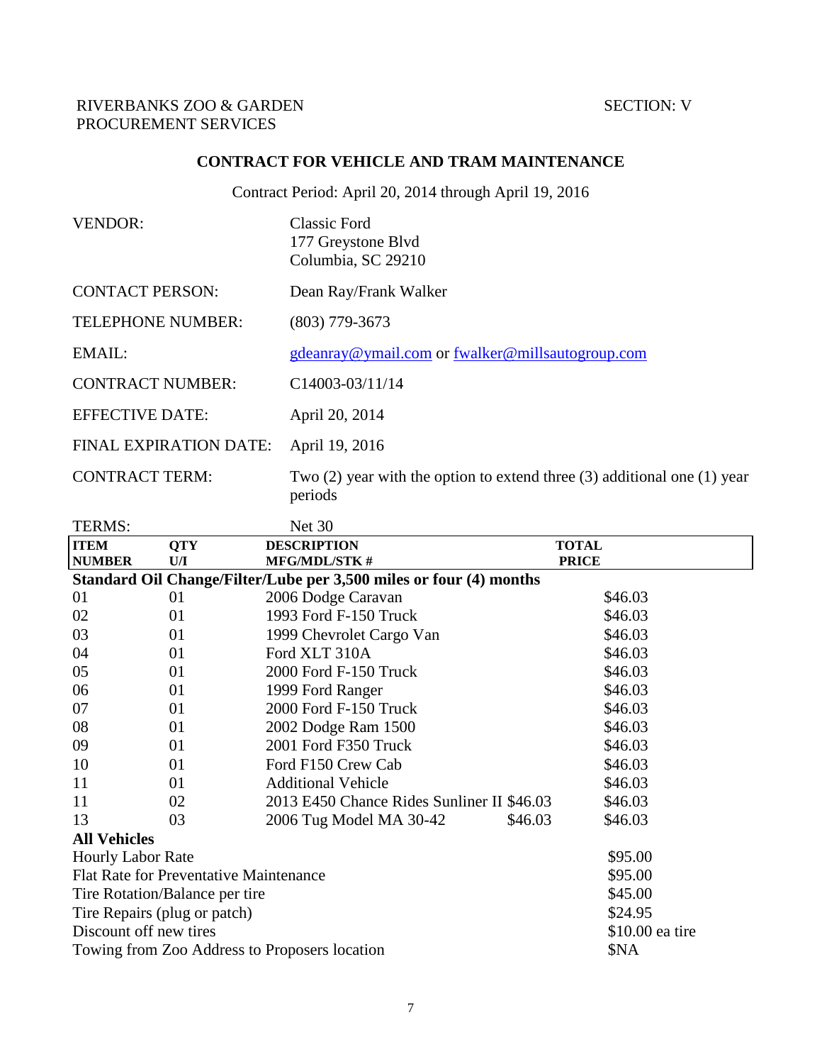RIVERBANKS ZOO & GARDEN
PROCUREMENT SERVICES

SECTION: V

## CONTRACT FOR VEHICLE AND TRAM MAINTENANCE

Contract Period: April 20, 2014 through April 19, 2016

| | |
|---|---|
| VENDOR: | Classic Ford<br>177 Greystone Blvd<br>Columbia, SC 29210 |
| CONTACT PERSON: | Dean Ray/Frank Walker |
| TELEPHONE NUMBER: | (803) 779-3673 |
| EMAIL: | gdeanray@ymail.com or fwalker@millsautogroup.com |
| CONTRACT NUMBER: | C14003-03/11/14 |
| EFFECTIVE DATE: | April 20, 2014 |
| FINAL EXPIRATION DATE: | April 19, 2016 |
| CONTRACT TERM: | Two (2) year with the option to extend three (3) additional one (1) year periods |
| TERMS: | Net 30 |

| ITEM NUMBER | QTY U/I | DESCRIPTION MFG/MDL/STK # | | TOTAL PRICE |
|---|---|---|---|---|
| **Standard Oil Change/Filter/Lube per 3,500 miles or four (4) months** | | | | |
| 01 | 01 | 2006 Dodge Caravan | | $46.03 |
| 02 | 01 | 1993 Ford F-150 Truck | | $46.03 |
| 03 | 01 | 1999 Chevrolet Cargo Van | | $46.03 |
| 04 | 01 | Ford XLT 310A | | $46.03 |
| 05 | 01 | 2000 Ford F-150 Truck | | $46.03 |
| 06 | 01 | 1999 Ford Ranger | | $46.03 |
| 07 | 01 | 2000 Ford F-150 Truck | | $46.03 |
| 08 | 01 | 2002 Dodge Ram 1500 | | $46.03 |
| 09 | 01 | 2001 Ford F350 Truck | | $46.03 |
| 10 | 01 | Ford F150 Crew Cab | | $46.03 |
| 11 | 01 | Additional Vehicle | | $46.03 |
| 11 | 02 | 2013 E450 Chance Rides Sunliner II | $46.03 | $46.03 |
| 13 | 03 | 2006 Tug Model MA 30-42 | $46.03 | $46.03 |
| **All Vehicles** | | | | |
| Hourly Labor Rate | | | | $95.00 |
| Flat Rate for Preventative Maintenance | | | | $95.00 |
| Tire Rotation/Balance per tire | | | | $45.00 |
| Tire Repairs (plug or patch) | | | | $24.95 |
| Discount off new tires | | | | $10.00 ea tire |
| Towing from Zoo Address to Proposers location | | | | $NA |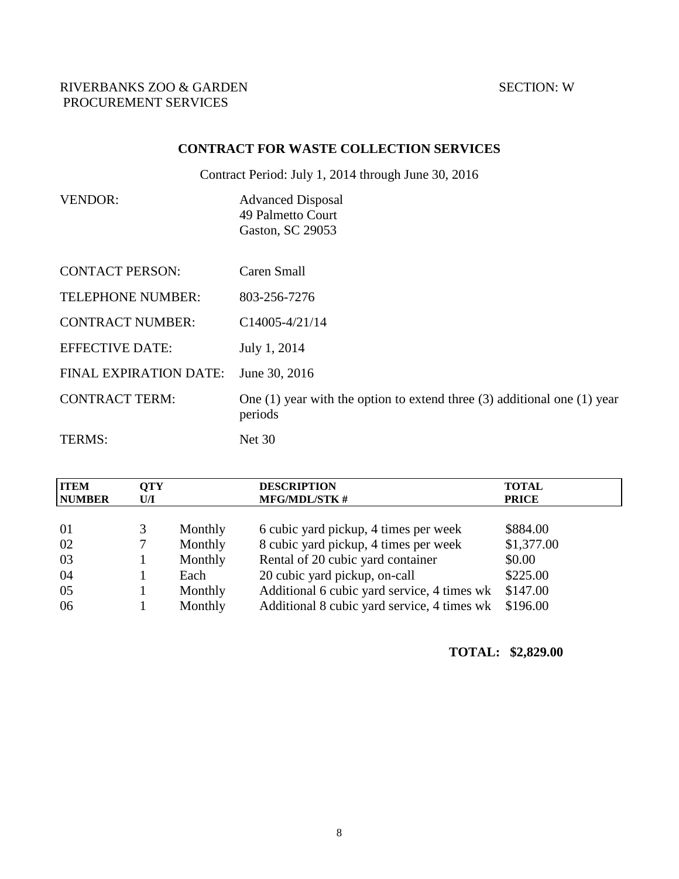RIVERBANKS ZOO & GARDEN
PROCUREMENT SERVICES

SECTION: W

## CONTRACT FOR WASTE COLLECTION SERVICES

Contract Period: July 1, 2014 through June 30, 2016

| | |
|---|---|
| VENDOR: | Advanced Disposal<br>49 Palmetto Court<br>Gaston, SC 29053 |
| CONTACT PERSON: | Caren Small |
| TELEPHONE NUMBER: | 803-256-7276 |
| CONTRACT NUMBER: | C14005-4/21/14 |
| EFFECTIVE DATE: | July 1, 2014 |
| FINAL EXPIRATION DATE: | June 30, 2016 |
| CONTRACT TERM: | One (1) year with the option to extend three (3) additional one (1) year periods |
| TERMS: | Net 30 |

| ITEM NUMBER | QTY | U/I | DESCRIPTION MFG/MDL/STK # | TOTAL PRICE |
|---|---|---|---|---|
| 01 | 3 | Monthly | 6 cubic yard pickup, 4 times per week | $884.00 |
| 02 | 7 | Monthly | 8 cubic yard pickup, 4 times per week | $1,377.00 |
| 03 | 1 | Monthly | Rental of 20 cubic yard container | $0.00 |
| 04 | 1 | Each | 20 cubic yard pickup, on-call | $225.00 |
| 05 | 1 | Monthly | Additional 6 cubic yard service, 4 times wk | $147.00 |
| 06 | 1 | Monthly | Additional 8 cubic yard service, 4 times wk | $196.00 |

**TOTAL: $2,829.00**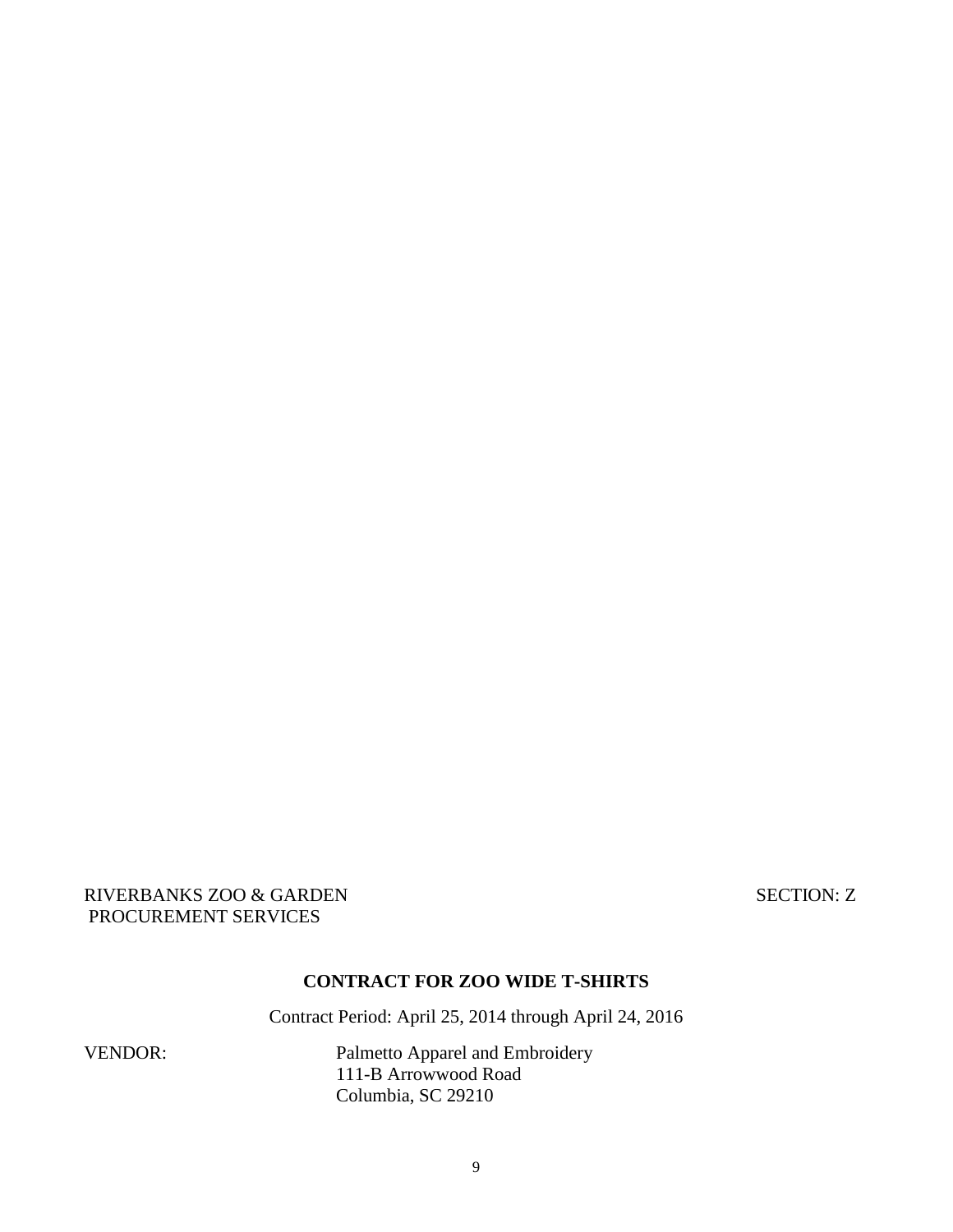RIVERBANKS ZOO & GARDEN  
PROCUREMENT SERVICES

SECTION: Z

**CONTRACT FOR ZOO WIDE T-SHIRTS**

Contract Period: April 25, 2014 through April 24, 2016

VENDOR: Palmetto Apparel and Embroidery  
111-B Arrowwood Road  
Columbia, SC 29210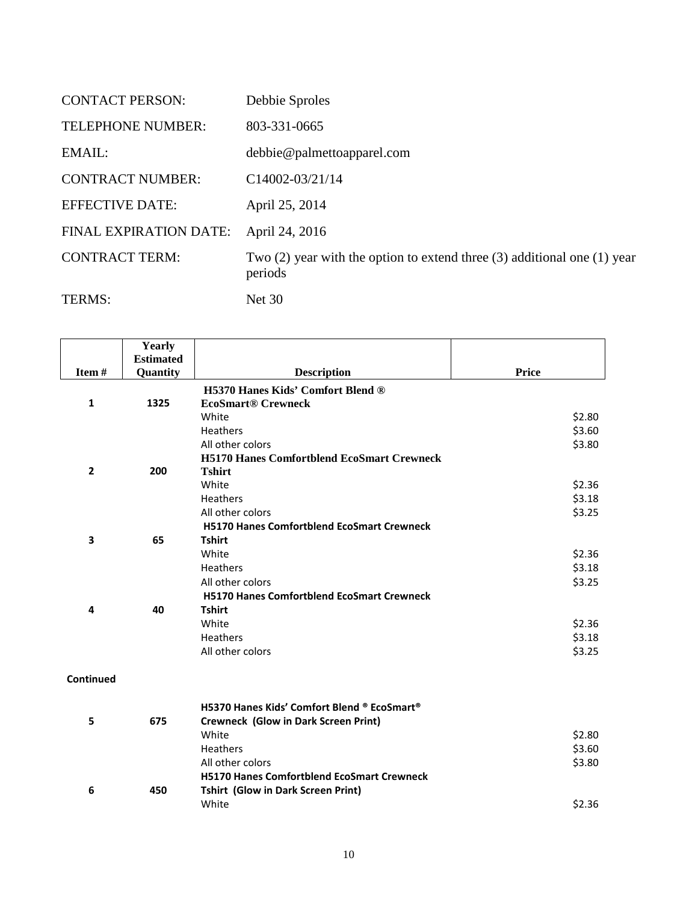| | |
|---|---|
| CONTACT PERSON: | Debbie Sproles |
| TELEPHONE NUMBER: | 803-331-0665 |
| EMAIL: | debbie@palmettoapparel.com |
| CONTRACT NUMBER: | C14002-03/21/14 |
| EFFECTIVE DATE: | April 25, 2014 |
| FINAL EXPIRATION DATE: | April 24, 2016 |
| CONTRACT TERM: | Two (2) year with the option to extend three (3) additional one (1) year periods |
| TERMS: | Net 30 |

| Item # | Yearly Estimated Quantity | Description | Price |
|---|---|---|---|
| 1 | 1325 | **H5370 Hanes Kids' Comfort Blend ® EcoSmart® Crewneck** | |
| | | White | $2.80 |
| | | Heathers | $3.60 |
| | | All other colors | $3.80 |
| 2 | 200 | **H5170 Hanes Comfortblend EcoSmart Crewneck Tshirt** | |
| | | White | $2.36 |
| | | Heathers | $3.18 |
| | | All other colors | $3.25 |
| 3 | 65 | **H5170 Hanes Comfortblend EcoSmart Crewneck Tshirt** | |
| | | White | $2.36 |
| | | Heathers | $3.18 |
| | | All other colors | $3.25 |
| 4 | 40 | **H5170 Hanes Comfortblend EcoSmart Crewneck Tshirt** | |
| | | White | $2.36 |
| | | Heathers | $3.18 |
| | | All other colors | $3.25 |

**Continued**

| Item # | Yearly Estimated Quantity | Description | Price |
|---|---|---|---|
| 5 | 675 | **H5370 Hanes Kids' Comfort Blend ® EcoSmart® Crewneck (Glow in Dark Screen Print)** | |
| | | White | $2.80 |
| | | Heathers | $3.60 |
| | | All other colors | $3.80 |
| 6 | 450 | **H5170 Hanes Comfortblend EcoSmart Crewneck Tshirt (Glow in Dark Screen Print)** | |
| | | White | $2.36 |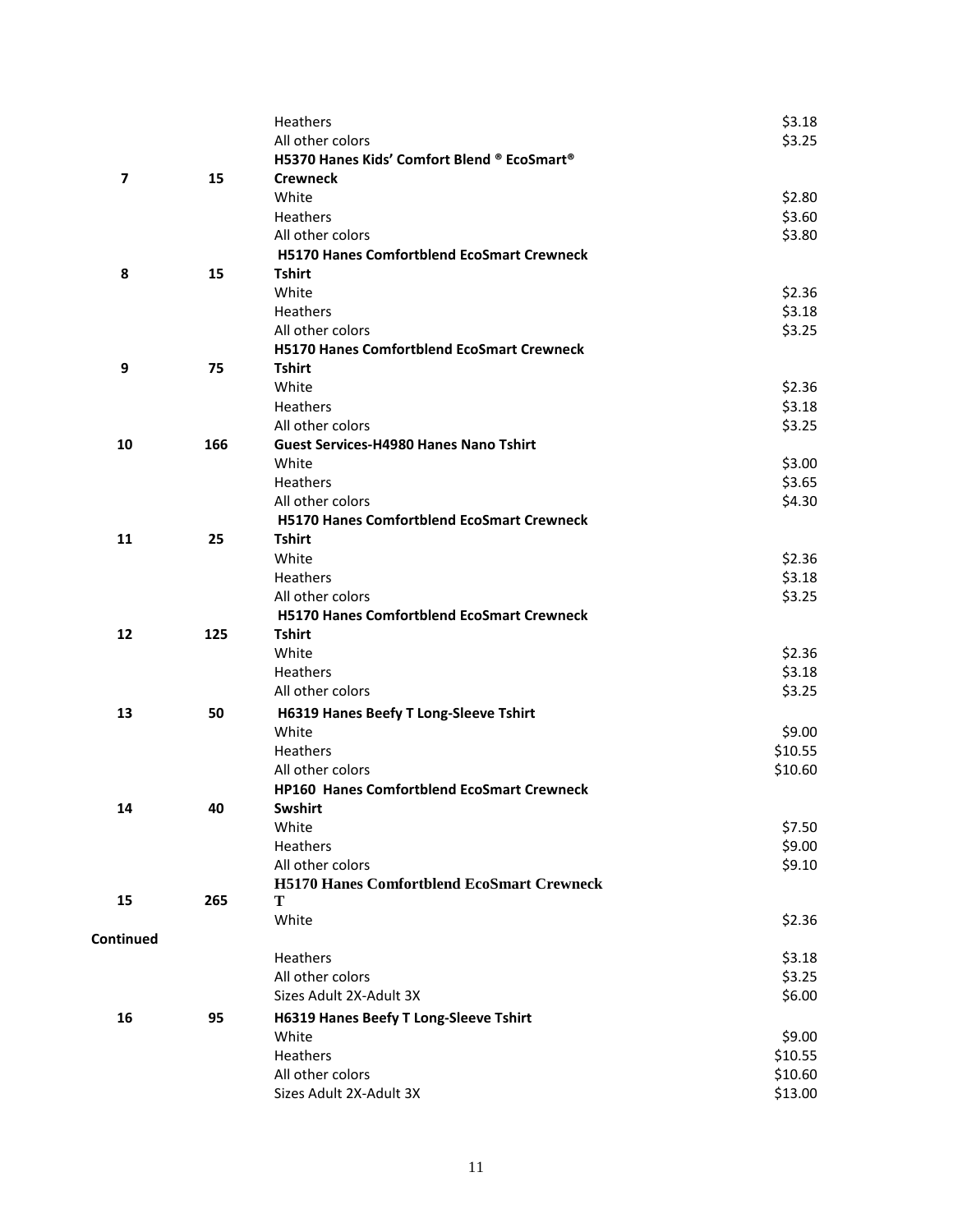| | | | |
|---|---|---|---|
| | | Heathers | $3.18 |
| | | All other colors | $3.25 |
| 7 | 15 | **H5370 Hanes Kids' Comfort Blend ® EcoSmart® Crewneck** | |
| | | White | $2.80 |
| | | Heathers | $3.60 |
| | | All other colors | $3.80 |
| 8 | 15 | **H5170 Hanes Comfortblend EcoSmart Crewneck Tshirt** | |
| | | White | $2.36 |
| | | Heathers | $3.18 |
| | | All other colors | $3.25 |
| 9 | 75 | **H5170 Hanes Comfortblend EcoSmart Crewneck Tshirt** | |
| | | White | $2.36 |
| | | Heathers | $3.18 |
| | | All other colors | $3.25 |
| 10 | 166 | **Guest Services-H4980 Hanes Nano Tshirt** | |
| | | White | $3.00 |
| | | Heathers | $3.65 |
| | | All other colors | $4.30 |
| 11 | 25 | **H5170 Hanes Comfortblend EcoSmart Crewneck Tshirt** | |
| | | White | $2.36 |
| | | Heathers | $3.18 |
| | | All other colors | $3.25 |
| 12 | 125 | **H5170 Hanes Comfortblend EcoSmart Crewneck Tshirt** | |
| | | White | $2.36 |
| | | Heathers | $3.18 |
| | | All other colors | $3.25 |
| 13 | 50 | **H6319 Hanes Beefy T Long-Sleeve Tshirt** | |
| | | White | $9.00 |
| | | Heathers | $10.55 |
| | | All other colors | $10.60 |
| 14 | 40 | **HP160 Hanes Comfortblend EcoSmart Crewneck Swshirt** | |
| | | White | $7.50 |
| | | Heathers | $9.00 |
| | | All other colors | $9.10 |
| 15 | 265 | **H5170 Hanes Comfortblend EcoSmart Crewneck T** | |
| | | White | $2.36 |
| **Continued** | | | |
| | | Heathers | $3.18 |
| | | All other colors | $3.25 |
| | | Sizes Adult 2X-Adult 3X | $6.00 |
| 16 | 95 | **H6319 Hanes Beefy T Long-Sleeve Tshirt** | |
| | | White | $9.00 |
| | | Heathers | $10.55 |
| | | All other colors | $10.60 |
| | | Sizes Adult 2X-Adult 3X | $13.00 |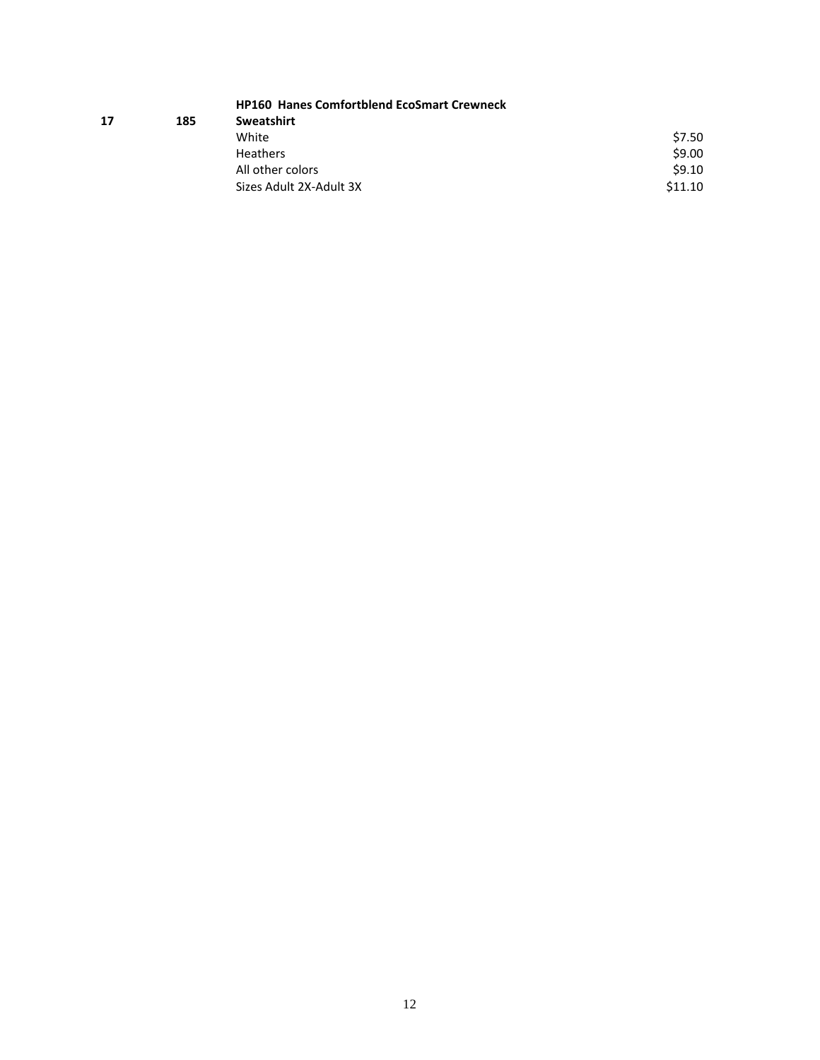| | | | |
|---|---|---|---|
| **17** | **185** | **HP160 Hanes Comfortblend EcoSmart Crewneck Sweatshirt** | |
| | | White | $7.50 |
| | | Heathers | $9.00 |
| | | All other colors | $9.10 |
| | | Sizes Adult 2X-Adult 3X | $11.10 |